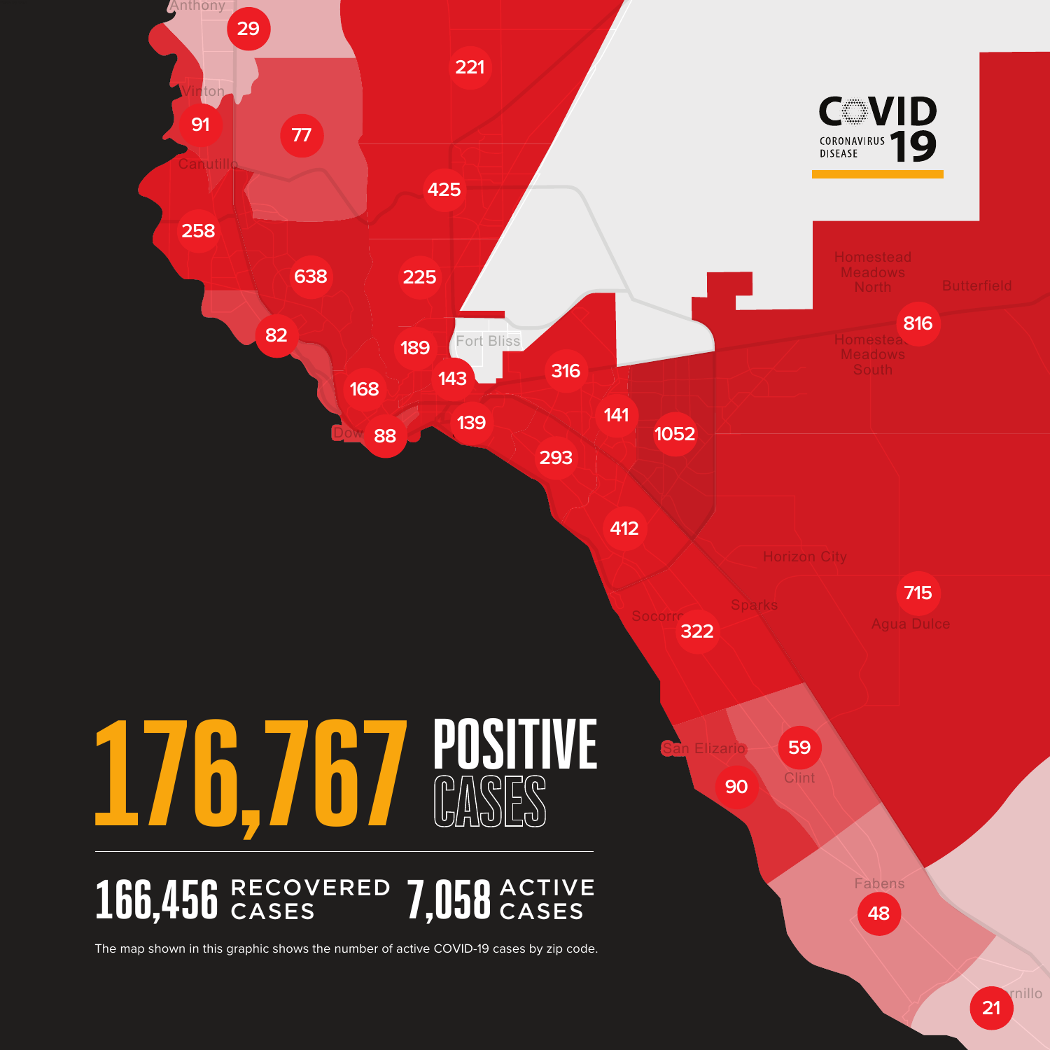# COVID 19

CORONAVIRUS DISEASE

Anthony, Vinton, Canutillo, Fort Bliss, Downtown, Homestead Meadows North, Butterfield, Homestead Meadows South, Horizon City, Sparks, Socorro, Agua Dulce, San Elizario, Clint, Fabens, Tornillo

29, 221, 91, 77, 425, 258, 638, 225, 82, 189, 143, 316, 168, 139, 141, 1052, 88, 293, 816, 412, 322, 715, 59, 90, 48, 21

## 176,767 POSITIVE CASES

**166,456** RECOVERED CASES **7,058** ACTIVE CASES

The map shown in this graphic shows the number of active COVID-19 cases by zip code.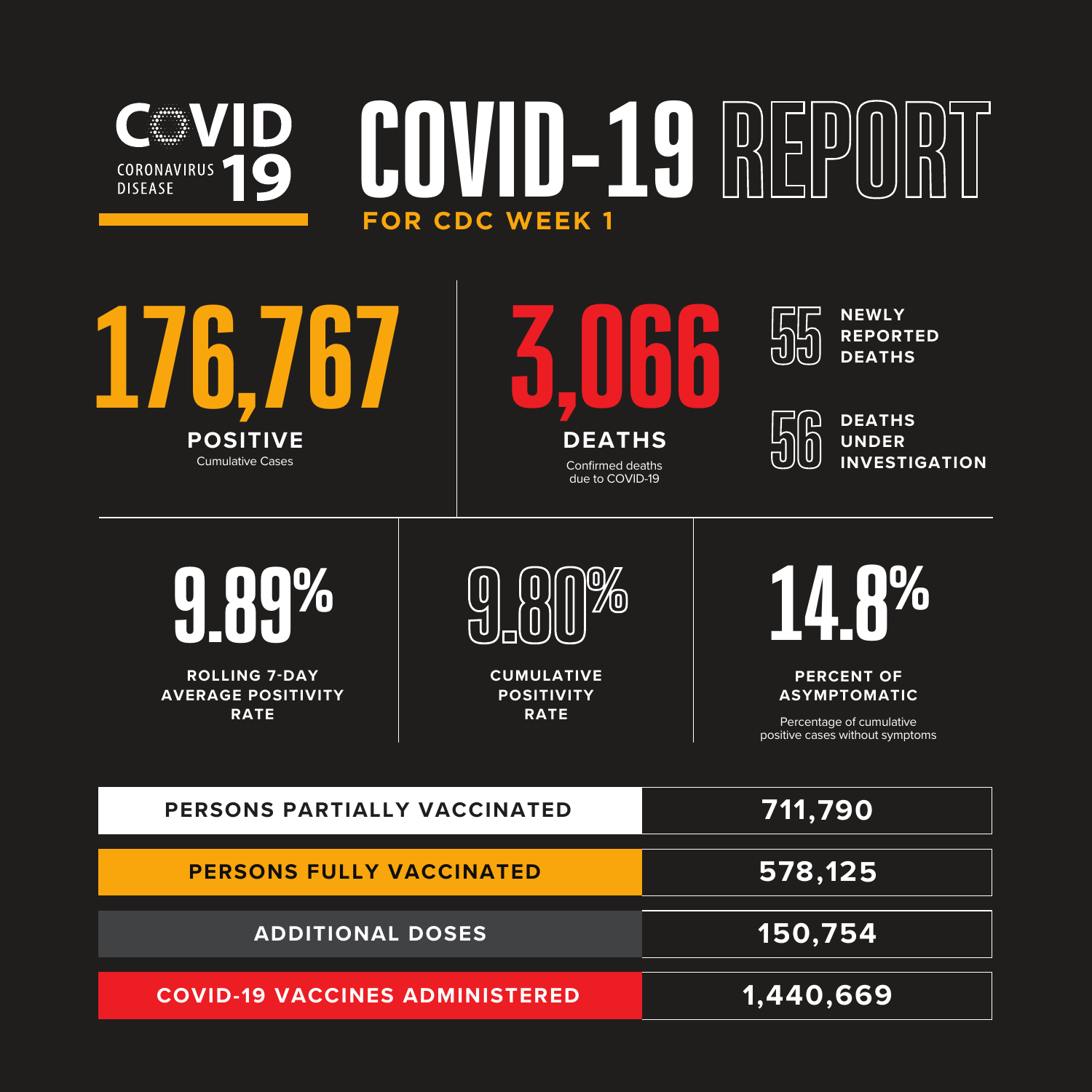COVID 19 CORONAVIRUS DISEASE

# COVID-19 REPORT

## FOR CDC WEEK 1

**176,767**

**POSITIVE**

Cumulative Cases

**3,066**

**DEATHS**

Confirmed deaths due to COVID-19

**55** NEWLY REPORTED DEATHS

**56** DEATHS UNDER INVESTIGATION

**9.89%**

**ROLLING 7-DAY AVERAGE POSITIVITY RATE**

**9.80%**

**CUMULATIVE POSITIVITY RATE**

**14.8%**

**PERCENT OF ASYMPTOMATIC**

Percentage of cumulative positive cases without symptoms

| | |
|---|---|
| PERSONS PARTIALLY VACCINATED | 711,790 |
| PERSONS FULLY VACCINATED | 578,125 |
| ADDITIONAL DOSES | 150,754 |
| COVID-19 VACCINES ADMINISTERED | 1,440,669 |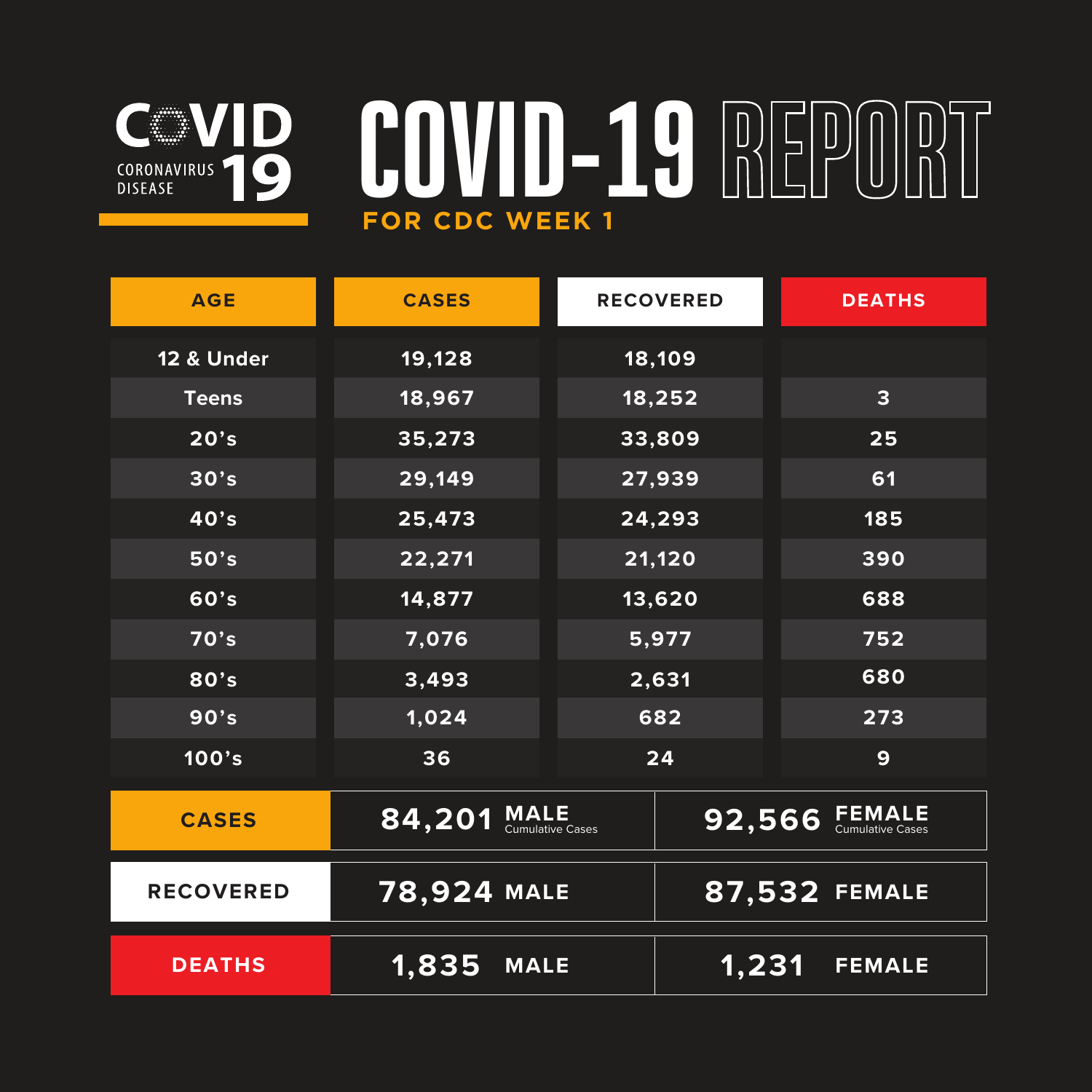COVID 19 CORONAVIRUS DISEASE

# COVID-19 REPORT

## FOR CDC WEEK 1

| AGE | CASES | RECOVERED | DEATHS |
|---|---|---|---|
| 12 & Under | 19,128 | 18,109 | |
| Teens | 18,967 | 18,252 | 3 |
| 20's | 35,273 | 33,809 | 25 |
| 30's | 29,149 | 27,939 | 61 |
| 40's | 25,473 | 24,293 | 185 |
| 50's | 22,271 | 21,120 | 390 |
| 60's | 14,877 | 13,620 | 688 |
| 70's | 7,076 | 5,977 | 752 |
| 80's | 3,493 | 2,631 | 680 |
| 90's | 1,024 | 682 | 273 |
| 100's | 36 | 24 | 9 |

| | MALE | FEMALE |
|---|---|---|
| CASES | 84,201 MALE Cumulative Cases | 92,566 FEMALE Cumulative Cases |
| RECOVERED | 78,924 MALE | 87,532 FEMALE |
| DEATHS | 1,835 MALE | 1,231 FEMALE |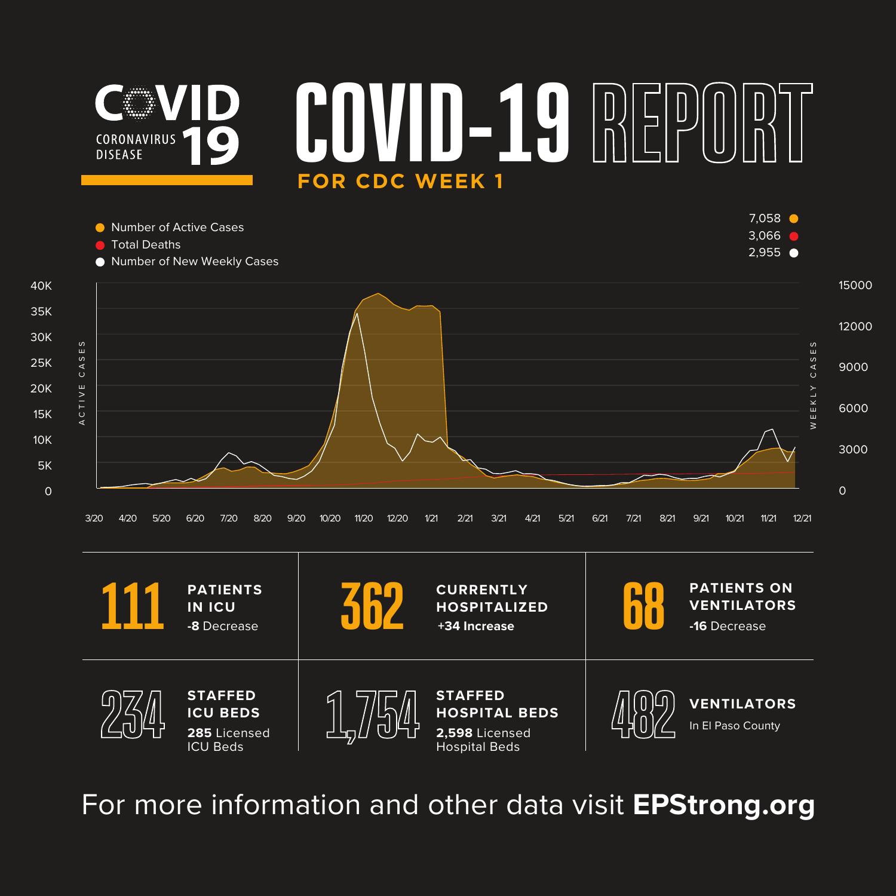# COVID-19 REPORT

COVID 19 CORONAVIRUS DISEASE

## FOR CDC WEEK 1

Number of Active Cases
Total Deaths
Number of New Weekly Cases

7,058
3,066
2,955

ACTIVE CASES
40K
35K
30K
25K
20K
15K
10K
5K
0

WEEKLY CASES
15000
12000
9000
6000
3000
0

3/20 4/20 5/20 6/20 7/20 8/20 9/20 10/20 11/20 12/20 1/21 2/21 3/21 4/21 5/21 6/21 7/21 8/21 9/21 10/21 11/21 12/21

**111** PATIENTS IN ICU
**-8** Decrease

**362** CURRENTLY HOSPITALIZED
**+34 Increase**

**68** PATIENTS ON VENTILATORS
**-16** Decrease

**234** STAFFED ICU BEDS
**285** Licensed ICU Beds

**1,754** STAFFED HOSPITAL BEDS
**2,598** Licensed Hospital Beds

**482** VENTILATORS
In El Paso County

For more information and other data visit **EPStrong.org**